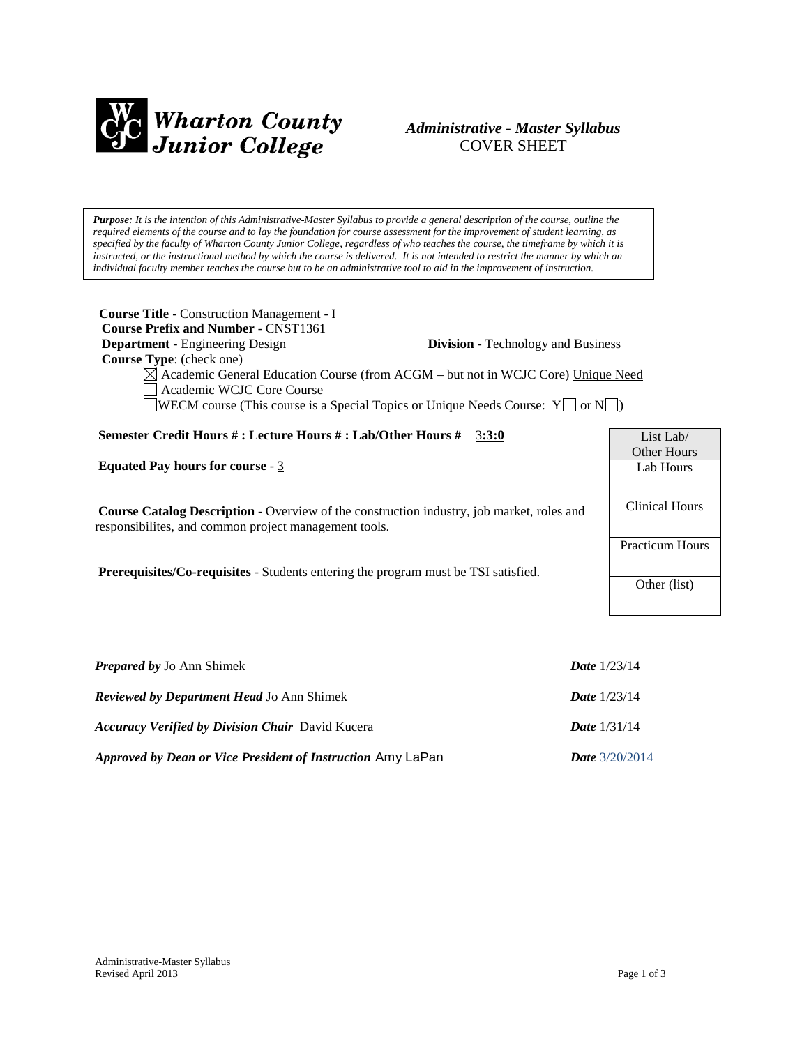**Wharton County Junior College**

*Administrative - Master Syllabus*
COVER SHEET

***Purpose**: It is the intention of this Administrative-Master Syllabus to provide a general description of the course, outline the required elements of the course and to lay the foundation for course assessment for the improvement of student learning, as specified by the faculty of Wharton County Junior College, regardless of who teaches the course, the timeframe by which it is instructed, or the instructional method by which the course is delivered. It is not intended to restrict the manner by which an individual faculty member teaches the course but to be an administrative tool to aid in the improvement of instruction.*

**Course Title** - Construction Management - I
**Course Prefix and Number** - CNST1361
**Department** - Engineering Design **Division** - Technology and Business
**Course Type**: (check one)

- ☒ Academic General Education Course (from ACGM – but not in WCJC Core) Unique Need
- ☐ Academic WCJC Core Course
- ☐ WECM course (This course is a Special Topics or Unique Needs Course: Y☐ or N☐)

**Semester Credit Hours # : Lecture Hours # : Lab/Other Hours #** 3**:3:0**

**Equated Pay hours for course** - 3

**Course Catalog Description** - Overview of the construction industry, job market, roles and responsibilites, and common project management tools.

**Prerequisites/Co-requisites** - Students entering the program must be TSI satisfied.

| List Lab/ Other Hours |
|---|
| Lab Hours |
| Clinical Hours |
| Practicum Hours |
| Other (list) |

***Prepared by*** Jo Ann Shimek ***Date*** 1/23/14

***Reviewed by Department Head*** Jo Ann Shimek ***Date*** 1/23/14

***Accuracy Verified by Division Chair*** David Kucera ***Date*** 1/31/14

***Approved by Dean or Vice President of Instruction*** Amy LaPan ***Date*** 3/20/2014

Administrative-Master Syllabus
Revised April 2013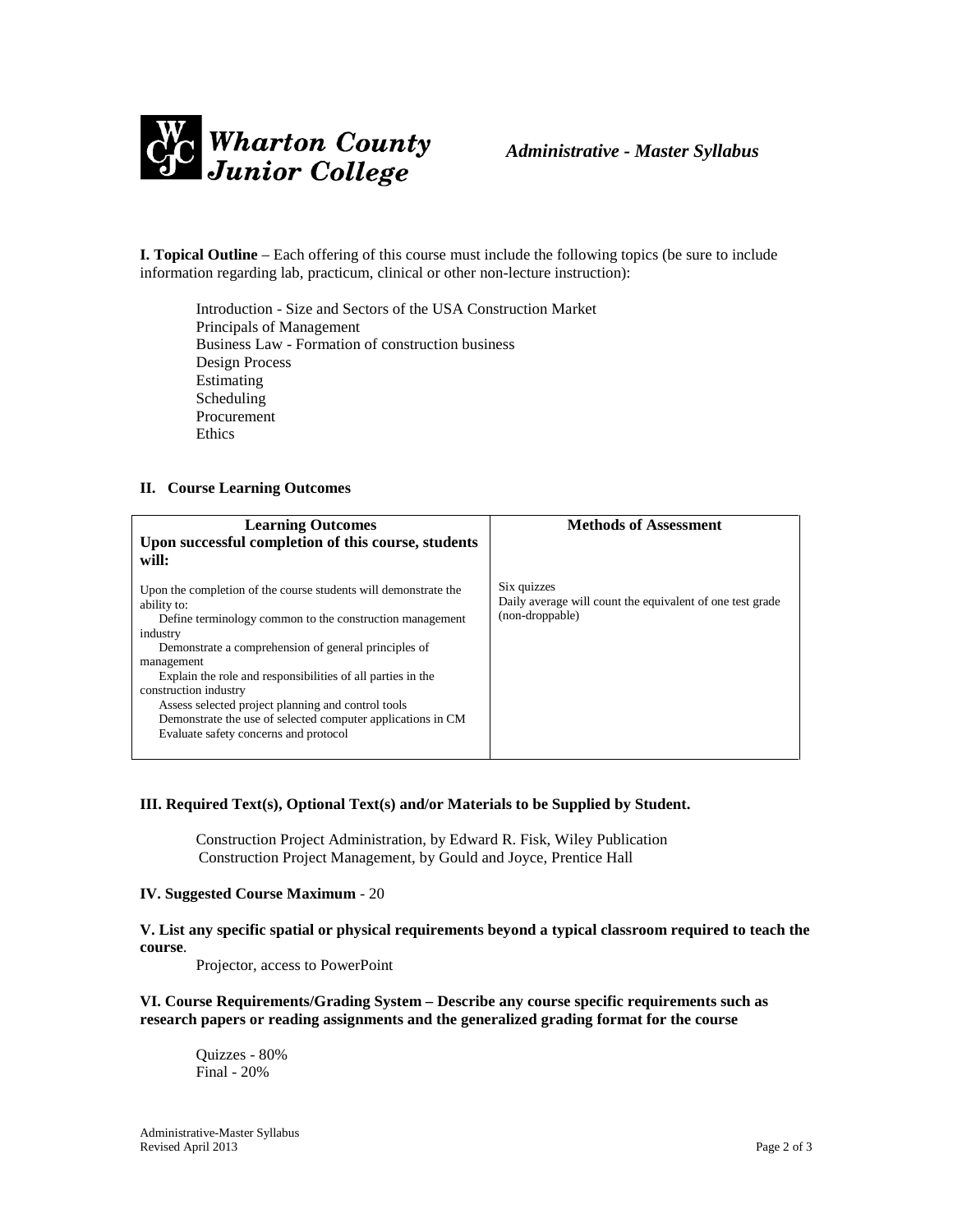**I. Topical Outline** – Each offering of this course must include the following topics (be sure to include information regarding lab, practicum, clinical or other non-lecture instruction):

Introduction - Size and Sectors of the USA Construction Market
Principals of Management
Business Law - Formation of construction business
Design Process
Estimating
Scheduling
Procurement
Ethics

**II. Course Learning Outcomes**

| **Learning Outcomes**<br>**Upon successful completion of this course, students will:** | **Methods of Assessment** |
|---|---|
| Upon the completion of the course students will demonstrate the ability to:<br>Define terminology common to the construction management industry<br>Demonstrate a comprehension of general principles of management<br>Explain the role and responsibilities of all parties in the construction industry<br>Assess selected project planning and control tools<br>Demonstrate the use of selected computer applications in CM<br>Evaluate safety concerns and protocol | Six quizzes<br>Daily average will count the equivalent of one test grade (non-droppable) |

**III. Required Text(s), Optional Text(s) and/or Materials to be Supplied by Student.**

Construction Project Administration, by Edward R. Fisk, Wiley Publication
Construction Project Management, by Gould and Joyce, Prentice Hall

**IV. Suggested Course Maximum** - 20

**V. List any specific spatial or physical requirements beyond a typical classroom required to teach the course**.

Projector, access to PowerPoint

**VI. Course Requirements/Grading System – Describe any course specific requirements such as research papers or reading assignments and the generalized grading format for the course**

Quizzes - 80%
Final - 20%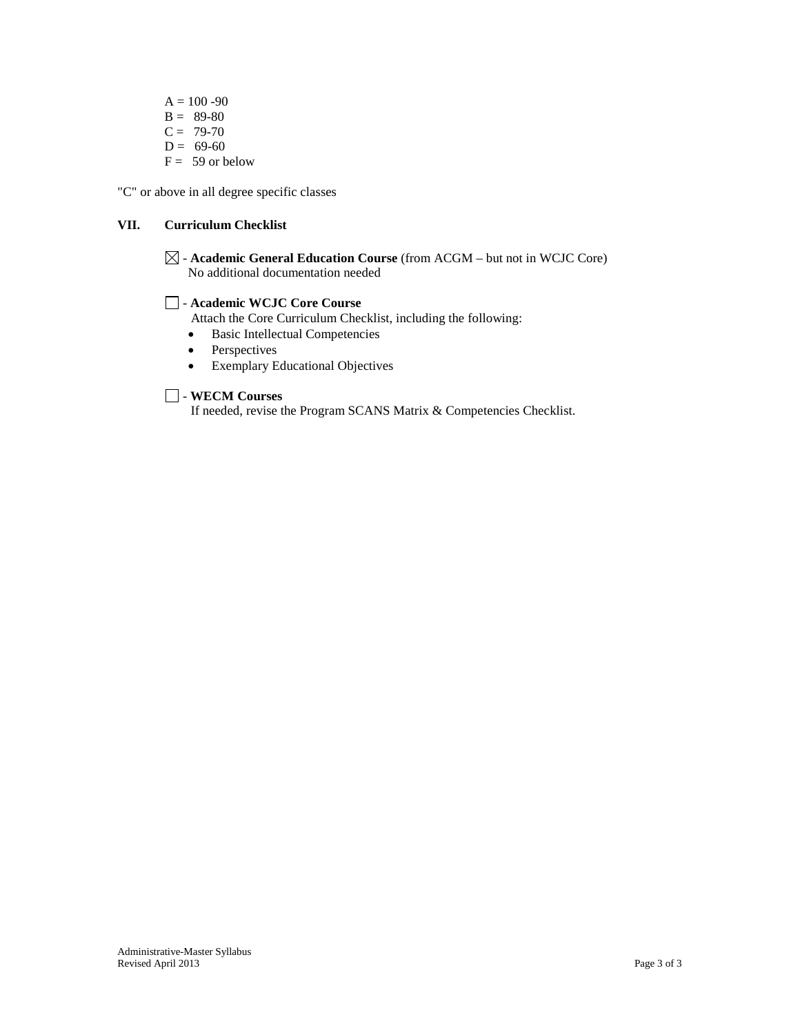A = 100 -90
B = 89-80
C = 79-70
D = 69-60
F = 59 or below

"C" or above in all degree specific classes

## VII. Curriculum Checklist

☒ - **Academic General Education Course** (from ACGM – but not in WCJC Core)
No additional documentation needed

☐ - **Academic WCJC Core Course**
Attach the Core Curriculum Checklist, including the following:

- Basic Intellectual Competencies
- Perspectives
- Exemplary Educational Objectives

☐ - **WECM Courses**
If needed, revise the Program SCANS Matrix & Competencies Checklist.